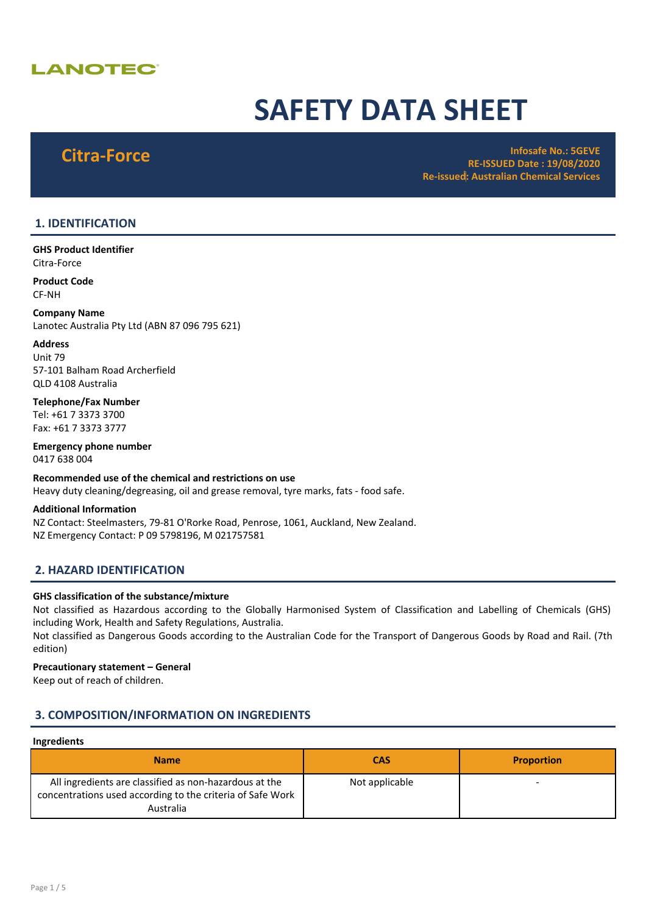LANOTEC

# SAFETY DATA SHEET

## Citra-Force

**Infosafe No.: 5GEVE**
**RE-ISSUED Date : 19/08/2020**
**Re-issued: Australian Chemical Services**

## 1. IDENTIFICATION

**GHS Product Identifier**
Citra-Force

**Product Code**
CF-NH

**Company Name**
Lanotec Australia Pty Ltd (ABN 87 096 795 621)

**Address**
Unit 79
57-101 Balham Road Archerfield
QLD 4108 Australia

**Telephone/Fax Number**
Tel: +61 7 3373 3700
Fax: +61 7 3373 3777

**Emergency phone number**
0417 638 004

**Recommended use of the chemical and restrictions on use**
Heavy duty cleaning/degreasing, oil and grease removal, tyre marks, fats - food safe.

**Additional Information**
NZ Contact: Steelmasters, 79-81 O'Rorke Road, Penrose, 1061, Auckland, New Zealand.
NZ Emergency Contact: P 09 5798196, M 021757581

## 2. HAZARD IDENTIFICATION

**GHS classification of the substance/mixture**
Not classified as Hazardous according to the Globally Harmonised System of Classification and Labelling of Chemicals (GHS) including Work, Health and Safety Regulations, Australia.
Not classified as Dangerous Goods according to the Australian Code for the Transport of Dangerous Goods by Road and Rail. (7th edition)

**Precautionary statement – General**
Keep out of reach of children.

## 3. COMPOSITION/INFORMATION ON INGREDIENTS

**Ingredients**

| Name | CAS | Proportion |
|---|---|---|
| All ingredients are classified as non-hazardous at the concentrations used according to the criteria of Safe Work Australia | Not applicable | - |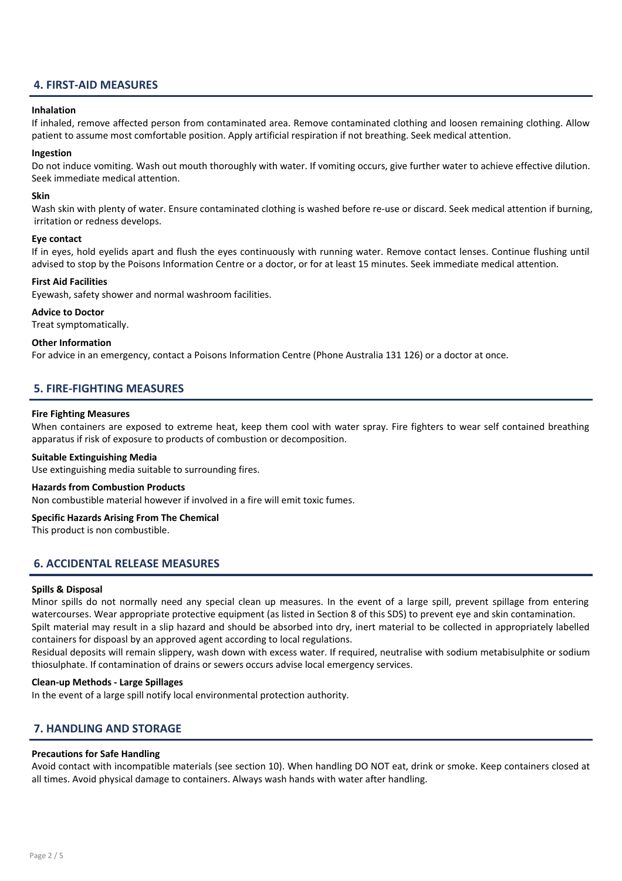## 4. FIRST-AID MEASURES

**Inhalation**

If inhaled, remove affected person from contaminated area. Remove contaminated clothing and loosen remaining clothing. Allow patient to assume most comfortable position. Apply artificial respiration if not breathing. Seek medical attention.

**Ingestion**

Do not induce vomiting. Wash out mouth thoroughly with water. If vomiting occurs, give further water to achieve effective dilution. Seek immediate medical attention.

**Skin**

Wash skin with plenty of water. Ensure contaminated clothing is washed before re-use or discard. Seek medical attention if burning, irritation or redness develops.

**Eye contact**

If in eyes, hold eyelids apart and flush the eyes continuously with running water. Remove contact lenses. Continue flushing until advised to stop by the Poisons Information Centre or a doctor, or for at least 15 minutes. Seek immediate medical attention.

**First Aid Facilities**

Eyewash, safety shower and normal washroom facilities.

**Advice to Doctor**

Treat symptomatically.

**Other Information**

For advice in an emergency, contact a Poisons Information Centre (Phone Australia 131 126) or a doctor at once.

## 5. FIRE-FIGHTING MEASURES

**Fire Fighting Measures**

When containers are exposed to extreme heat, keep them cool with water spray. Fire fighters to wear self contained breathing apparatus if risk of exposure to products of combustion or decomposition.

**Suitable Extinguishing Media**

Use extinguishing media suitable to surrounding fires.

**Hazards from Combustion Products**

Non combustible material however if involved in a fire will emit toxic fumes.

**Specific Hazards Arising From The Chemical**

This product is non combustible.

## 6. ACCIDENTAL RELEASE MEASURES

**Spills & Disposal**

Minor spills do not normally need any special clean up measures. In the event of a large spill, prevent spillage from entering watercourses. Wear appropriate protective equipment (as listed in Section 8 of this SDS) to prevent eye and skin contamination.
Spilt material may result in a slip hazard and should be absorbed into dry, inert material to be collected in appropriately labelled containers for dispoasl by an approved agent according to local regulations.
Residual deposits will remain slippery, wash down with excess water. If required, neutralise with sodium metabisulphite or sodium thiosulphate. If contamination of drains or sewers occurs advise local emergency services.

**Clean-up Methods - Large Spillages**

In the event of a large spill notify local environmental protection authority.

## 7. HANDLING AND STORAGE

**Precautions for Safe Handling**

Avoid contact with incompatible materials (see section 10). When handling DO NOT eat, drink or smoke. Keep containers closed at all times. Avoid physical damage to containers. Always wash hands with water after handling.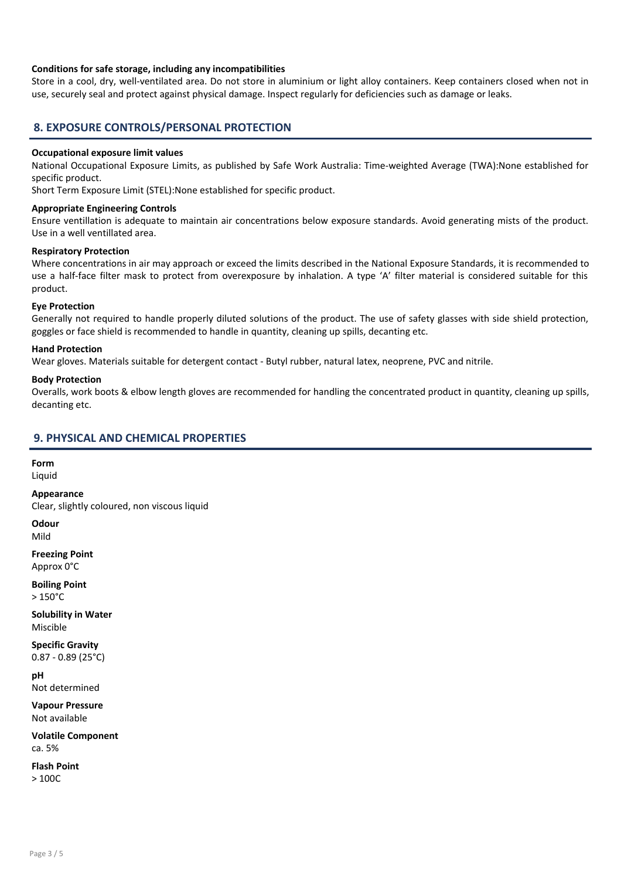**Conditions for safe storage, including any incompatibilities**

Store in a cool, dry, well-ventilated area. Do not store in aluminium or light alloy containers. Keep containers closed when not in use, securely seal and protect against physical damage. Inspect regularly for deficiencies such as damage or leaks.

## 8. EXPOSURE CONTROLS/PERSONAL PROTECTION

**Occupational exposure limit values**

National Occupational Exposure Limits, as published by Safe Work Australia: Time-weighted Average (TWA):None established for specific product.

Short Term Exposure Limit (STEL):None established for specific product.

**Appropriate Engineering Controls**

Ensure ventillation is adequate to maintain air concentrations below exposure standards. Avoid generating mists of the product. Use in a well ventillated area.

**Respiratory Protection**

Where concentrations in air may approach or exceed the limits described in the National Exposure Standards, it is recommended to use a half-face filter mask to protect from overexposure by inhalation. A type 'A' filter material is considered suitable for this product.

**Eye Protection**

Generally not required to handle properly diluted solutions of the product. The use of safety glasses with side shield protection, goggles or face shield is recommended to handle in quantity, cleaning up spills, decanting etc.

**Hand Protection**

Wear gloves. Materials suitable for detergent contact - Butyl rubber, natural latex, neoprene, PVC and nitrile.

**Body Protection**

Overalls, work boots & elbow length gloves are recommended for handling the concentrated product in quantity, cleaning up spills, decanting etc.

## 9. PHYSICAL AND CHEMICAL PROPERTIES

**Form**
Liquid

**Appearance**
Clear, slightly coloured, non viscous liquid

**Odour**
Mild

**Freezing Point**
Approx 0°C

**Boiling Point**
> 150°C

**Solubility in Water**
Miscible

**Specific Gravity**
0.87 - 0.89 (25°C)

**pH**
Not determined

**Vapour Pressure**
Not available

**Volatile Component**
ca. 5%

**Flash Point**
> 100C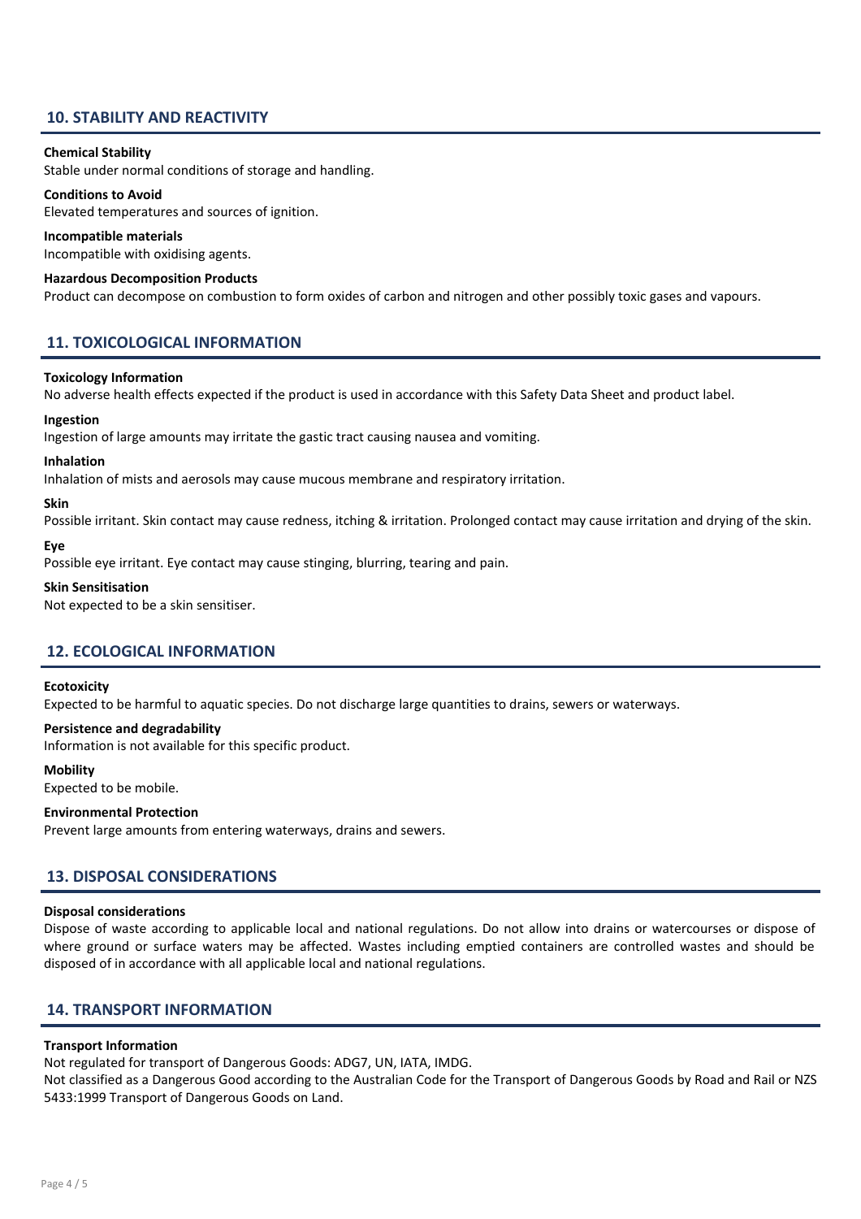## 10. STABILITY AND REACTIVITY

**Chemical Stability**
Stable under normal conditions of storage and handling.

**Conditions to Avoid**
Elevated temperatures and sources of ignition.

**Incompatible materials**
Incompatible with oxidising agents.

**Hazardous Decomposition Products**
Product can decompose on combustion to form oxides of carbon and nitrogen and other possibly toxic gases and vapours.

## 11. TOXICOLOGICAL INFORMATION

**Toxicology Information**
No adverse health effects expected if the product is used in accordance with this Safety Data Sheet and product label.

**Ingestion**
Ingestion of large amounts may irritate the gastic tract causing nausea and vomiting.

**Inhalation**
Inhalation of mists and aerosols may cause mucous membrane and respiratory irritation.

**Skin**
Possible irritant. Skin contact may cause redness, itching & irritation. Prolonged contact may cause irritation and drying of the skin.

**Eye**
Possible eye irritant. Eye contact may cause stinging, blurring, tearing and pain.

**Skin Sensitisation**
Not expected to be a skin sensitiser.

## 12. ECOLOGICAL INFORMATION

**Ecotoxicity**
Expected to be harmful to aquatic species. Do not discharge large quantities to drains, sewers or waterways.

**Persistence and degradability**
Information is not available for this specific product.

**Mobility**
Expected to be mobile.

**Environmental Protection**
Prevent large amounts from entering waterways, drains and sewers.

## 13. DISPOSAL CONSIDERATIONS

**Disposal considerations**
Dispose of waste according to applicable local and national regulations. Do not allow into drains or watercourses or dispose of where ground or surface waters may be affected. Wastes including emptied containers are controlled wastes and should be disposed of in accordance with all applicable local and national regulations.

## 14. TRANSPORT INFORMATION

**Transport Information**
Not regulated for transport of Dangerous Goods: ADG7, UN, IATA, IMDG.
Not classified as a Dangerous Good according to the Australian Code for the Transport of Dangerous Goods by Road and Rail or NZS 5433:1999 Transport of Dangerous Goods on Land.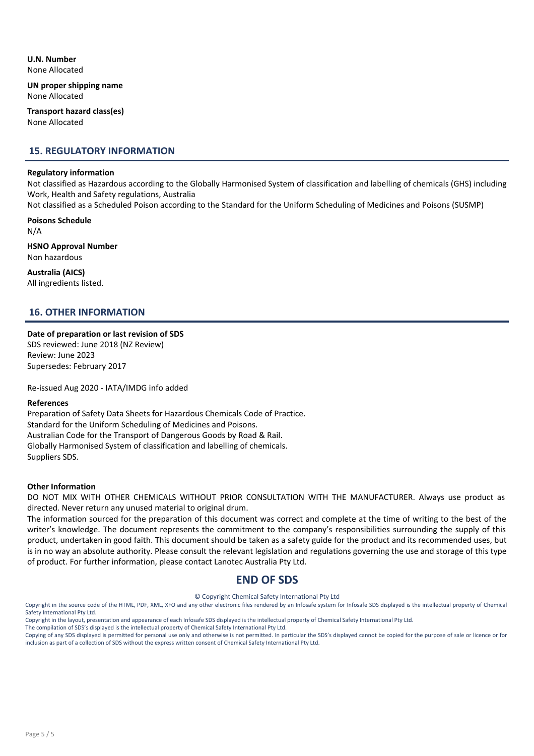**U.N. Number**
None Allocated

**UN proper shipping name**
None Allocated

**Transport hazard class(es)**
None Allocated

## 15. REGULATORY INFORMATION

**Regulatory information**
Not classified as Hazardous according to the Globally Harmonised System of classification and labelling of chemicals (GHS) including Work, Health and Safety regulations, Australia
Not classified as a Scheduled Poison according to the Standard for the Uniform Scheduling of Medicines and Poisons (SUSMP)

**Poisons Schedule**
N/A

**HSNO Approval Number**
Non hazardous

**Australia (AICS)**
All ingredients listed.

## 16. OTHER INFORMATION

**Date of preparation or last revision of SDS**
SDS reviewed: June 2018 (NZ Review)
Review: June 2023
Supersedes: February 2017

Re-issued Aug 2020 - IATA/IMDG info added

**References**
Preparation of Safety Data Sheets for Hazardous Chemicals Code of Practice.
Standard for the Uniform Scheduling of Medicines and Poisons.
Australian Code for the Transport of Dangerous Goods by Road & Rail.
Globally Harmonised System of classification and labelling of chemicals.
Suppliers SDS.

**Other Information**
DO NOT MIX WITH OTHER CHEMICALS WITHOUT PRIOR CONSULTATION WITH THE MANUFACTURER. Always use product as directed. Never return any unused material to original drum.
The information sourced for the preparation of this document was correct and complete at the time of writing to the best of the writer's knowledge. The document represents the commitment to the company's responsibilities surrounding the supply of this product, undertaken in good faith. This document should be taken as a safety guide for the product and its recommended uses, but is in no way an absolute authority. Please consult the relevant legislation and regulations governing the use and storage of this type of product. For further information, please contact Lanotec Australia Pty Ltd.

## END OF SDS

© Copyright Chemical Safety International Pty Ltd

Copyright in the source code of the HTML, PDF, XML, XFO and any other electronic files rendered by an Infosafe system for Infosafe SDS displayed is the intellectual property of Chemical Safety International Pty Ltd.
Copyright in the layout, presentation and appearance of each Infosafe SDS displayed is the intellectual property of Chemical Safety International Pty Ltd.
The compilation of SDS's displayed is the intellectual property of Chemical Safety International Pty Ltd.
Copying of any SDS displayed is permitted for personal use only and otherwise is not permitted. In particular the SDS's displayed cannot be copied for the purpose of sale or licence or for inclusion as part of a collection of SDS without the express written consent of Chemical Safety International Pty Ltd.